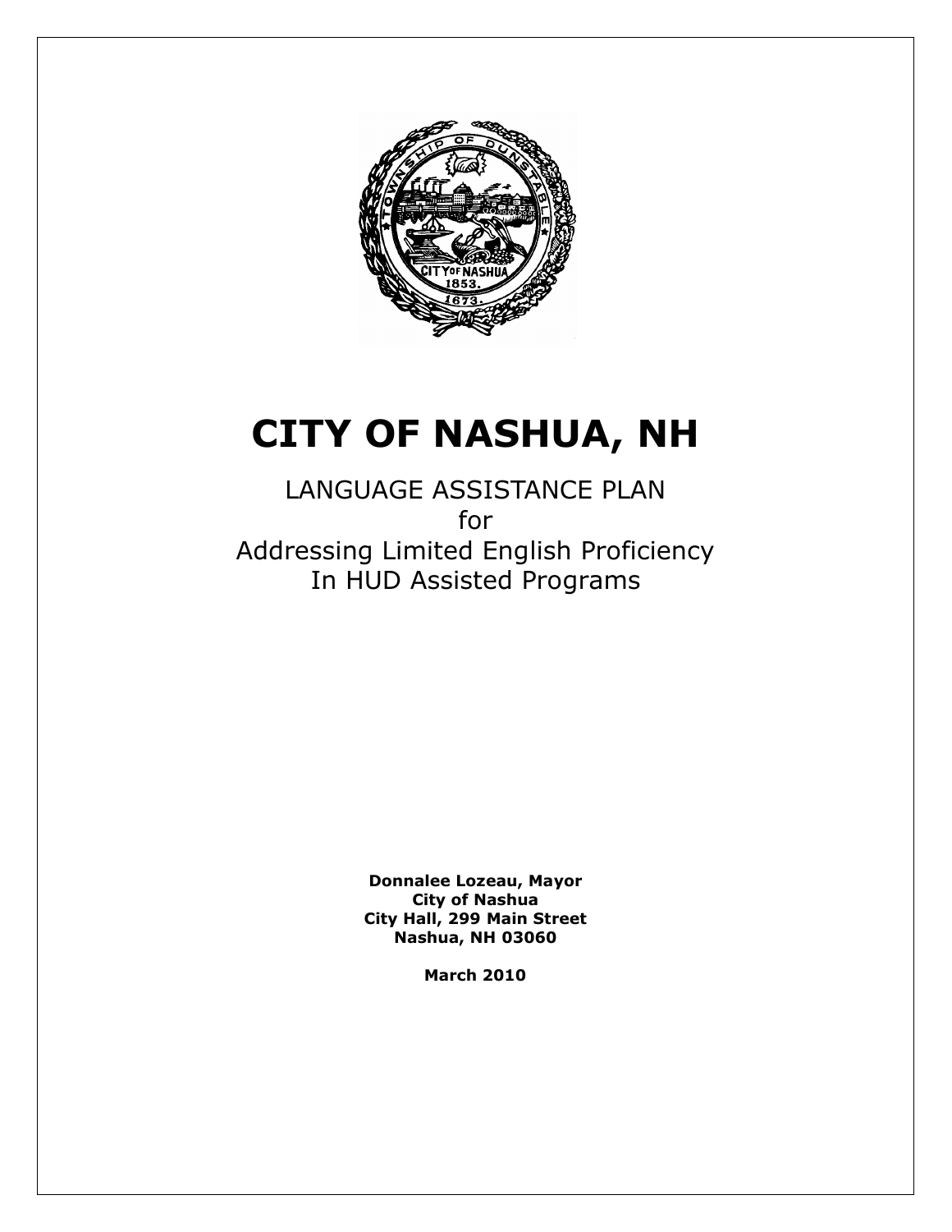# CITY OF NASHUA, NH

LANGUAGE ASSISTANCE PLAN
for
Addressing Limited English Proficiency
In HUD Assisted Programs

**Donnalee Lozeau, Mayor**
**City of Nashua**
**City Hall, 299 Main Street**
**Nashua, NH 03060**

**March 2010**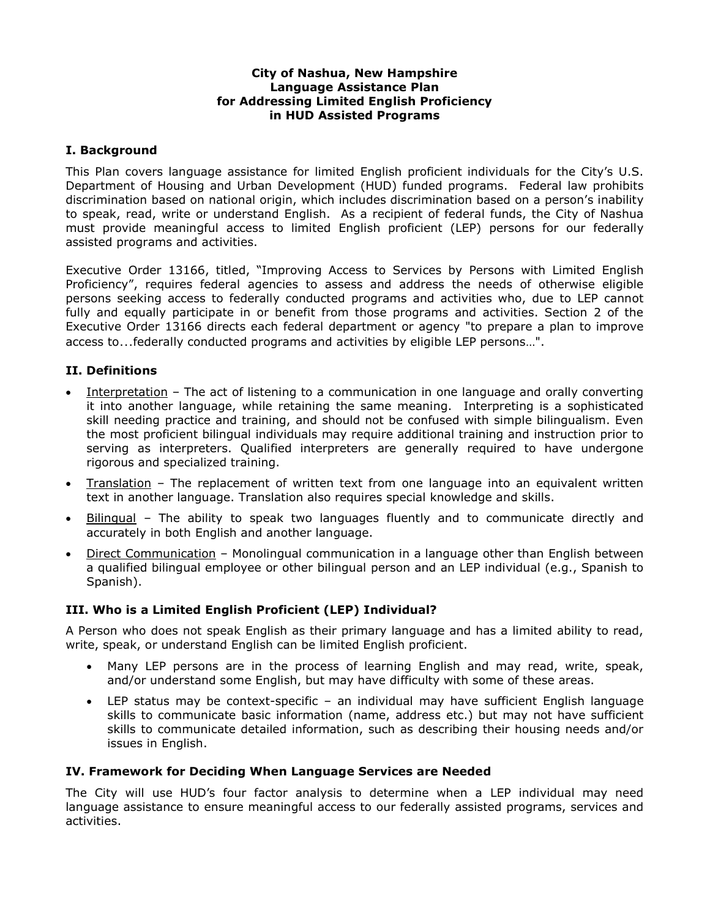**City of Nashua, New Hampshire**
**Language Assistance Plan**
**for Addressing Limited English Proficiency**
**in HUD Assisted Programs**

## I. Background

This Plan covers language assistance for limited English proficient individuals for the City's U.S. Department of Housing and Urban Development (HUD) funded programs. Federal law prohibits discrimination based on national origin, which includes discrimination based on a person's inability to speak, read, write or understand English. As a recipient of federal funds, the City of Nashua must provide meaningful access to limited English proficient (LEP) persons for our federally assisted programs and activities.

Executive Order 13166, titled, "Improving Access to Services by Persons with Limited English Proficiency", requires federal agencies to assess and address the needs of otherwise eligible persons seeking access to federally conducted programs and activities who, due to LEP cannot fully and equally participate in or benefit from those programs and activities. Section 2 of the Executive Order 13166 directs each federal department or agency "to prepare a plan to improve access to...federally conducted programs and activities by eligible LEP persons…".

## II. Definitions

- Interpretation – The act of listening to a communication in one language and orally converting it into another language, while retaining the same meaning. Interpreting is a sophisticated skill needing practice and training, and should not be confused with simple bilingualism. Even the most proficient bilingual individuals may require additional training and instruction prior to serving as interpreters. Qualified interpreters are generally required to have undergone rigorous and specialized training.
- Translation – The replacement of written text from one language into an equivalent written text in another language. Translation also requires special knowledge and skills.
- Bilingual – The ability to speak two languages fluently and to communicate directly and accurately in both English and another language.
- Direct Communication – Monolingual communication in a language other than English between a qualified bilingual employee or other bilingual person and an LEP individual (e.g., Spanish to Spanish).

## III. Who is a Limited English Proficient (LEP) Individual?

A Person who does not speak English as their primary language and has a limited ability to read, write, speak, or understand English can be limited English proficient.

- Many LEP persons are in the process of learning English and may read, write, speak, and/or understand some English, but may have difficulty with some of these areas.
- LEP status may be context-specific – an individual may have sufficient English language skills to communicate basic information (name, address etc.) but may not have sufficient skills to communicate detailed information, such as describing their housing needs and/or issues in English.

## IV. Framework for Deciding When Language Services are Needed

The City will use HUD's four factor analysis to determine when a LEP individual may need language assistance to ensure meaningful access to our federally assisted programs, services and activities.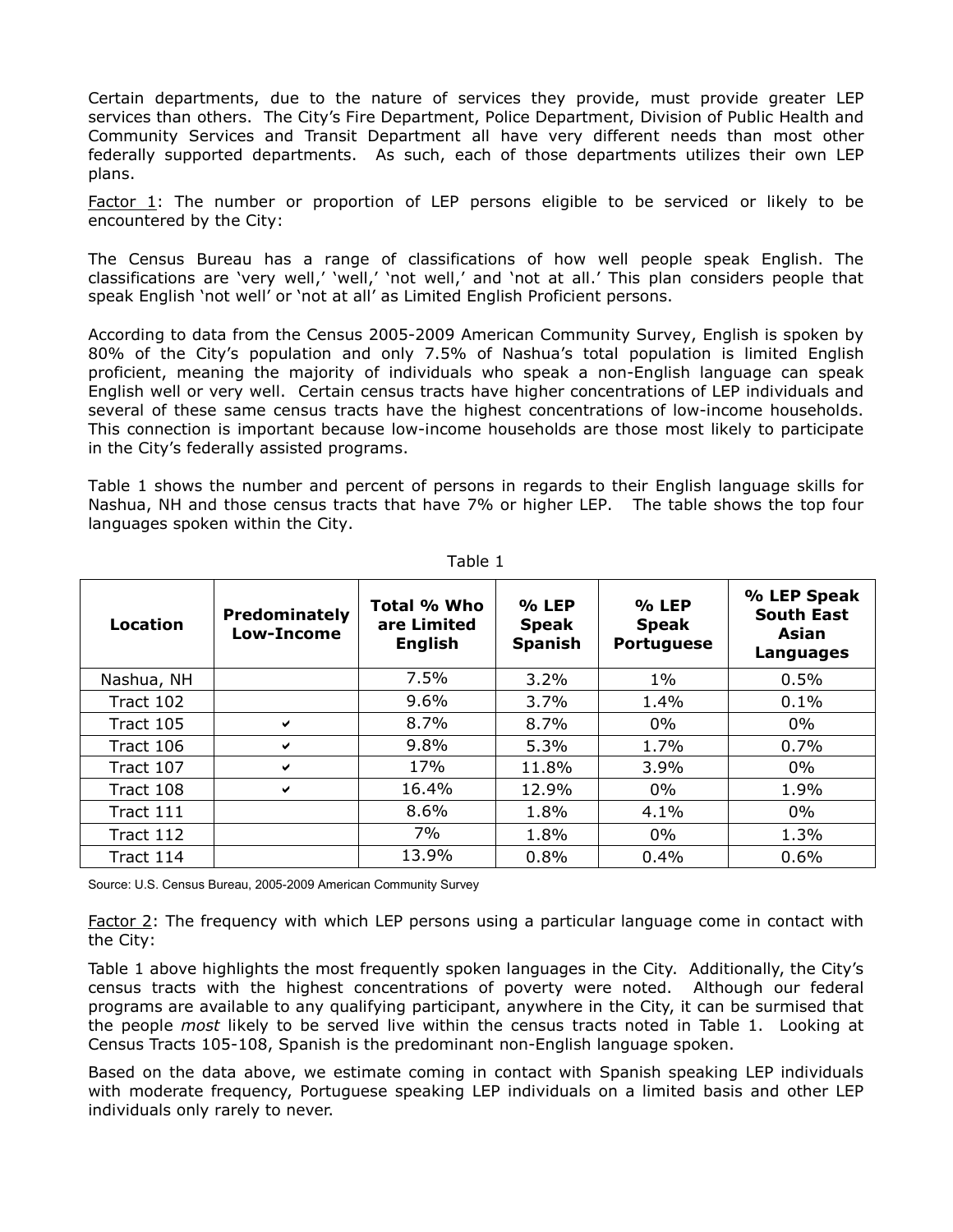Certain departments, due to the nature of services they provide, must provide greater LEP services than others. The City's Fire Department, Police Department, Division of Public Health and Community Services and Transit Department all have very different needs than most other federally supported departments. As such, each of those departments utilizes their own LEP plans.

<u>Factor 1</u>: The number or proportion of LEP persons eligible to be serviced or likely to be encountered by the City:

The Census Bureau has a range of classifications of how well people speak English. The classifications are 'very well,' 'well,' 'not well,' and 'not at all.' This plan considers people that speak English 'not well' or 'not at all' as Limited English Proficient persons.

According to data from the Census 2005-2009 American Community Survey, English is spoken by 80% of the City's population and only 7.5% of Nashua's total population is limited English proficient, meaning the majority of individuals who speak a non-English language can speak English well or very well. Certain census tracts have higher concentrations of LEP individuals and several of these same census tracts have the highest concentrations of low-income households. This connection is important because low-income households are those most likely to participate in the City's federally assisted programs.

Table 1 shows the number and percent of persons in regards to their English language skills for Nashua, NH and those census tracts that have 7% or higher LEP. The table shows the top four languages spoken within the City.

Table 1

| Location | Predominately Low-Income | Total % Who are Limited English | % LEP Speak Spanish | % LEP Speak Portuguese | % LEP Speak South East Asian Languages |
|---|---|---|---|---|---|
| Nashua, NH | | 7.5% | 3.2% | 1% | 0.5% |
| Tract 102 | | 9.6% | 3.7% | 1.4% | 0.1% |
| Tract 105 | ✔ | 8.7% | 8.7% | 0% | 0% |
| Tract 106 | ✔ | 9.8% | 5.3% | 1.7% | 0.7% |
| Tract 107 | ✔ | 17% | 11.8% | 3.9% | 0% |
| Tract 108 | ✔ | 16.4% | 12.9% | 0% | 1.9% |
| Tract 111 | | 8.6% | 1.8% | 4.1% | 0% |
| Tract 112 | | 7% | 1.8% | 0% | 1.3% |
| Tract 114 | | 13.9% | 0.8% | 0.4% | 0.6% |

Source: U.S. Census Bureau, 2005-2009 American Community Survey

<u>Factor 2</u>: The frequency with which LEP persons using a particular language come in contact with the City:

Table 1 above highlights the most frequently spoken languages in the City. Additionally, the City's census tracts with the highest concentrations of poverty were noted. Although our federal programs are available to any qualifying participant, anywhere in the City, it can be surmised that the people *most* likely to be served live within the census tracts noted in Table 1. Looking at Census Tracts 105-108, Spanish is the predominant non-English language spoken.

Based on the data above, we estimate coming in contact with Spanish speaking LEP individuals with moderate frequency, Portuguese speaking LEP individuals on a limited basis and other LEP individuals only rarely to never.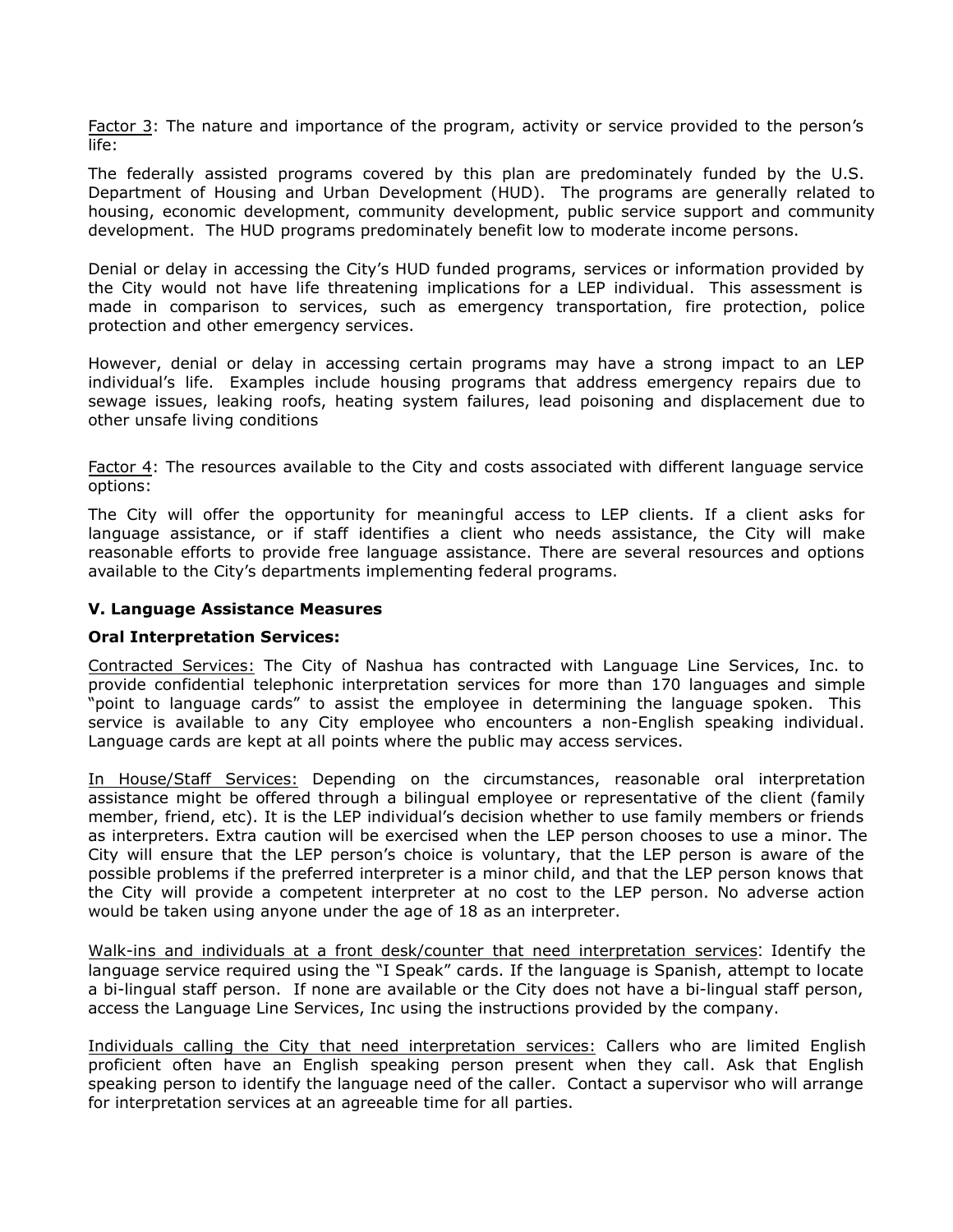Factor 3: The nature and importance of the program, activity or service provided to the person's life:

The federally assisted programs covered by this plan are predominately funded by the U.S. Department of Housing and Urban Development (HUD). The programs are generally related to housing, economic development, community development, public service support and community development. The HUD programs predominately benefit low to moderate income persons.

Denial or delay in accessing the City's HUD funded programs, services or information provided by the City would not have life threatening implications for a LEP individual. This assessment is made in comparison to services, such as emergency transportation, fire protection, police protection and other emergency services.

However, denial or delay in accessing certain programs may have a strong impact to an LEP individual's life. Examples include housing programs that address emergency repairs due to sewage issues, leaking roofs, heating system failures, lead poisoning and displacement due to other unsafe living conditions

Factor 4: The resources available to the City and costs associated with different language service options:

The City will offer the opportunity for meaningful access to LEP clients. If a client asks for language assistance, or if staff identifies a client who needs assistance, the City will make reasonable efforts to provide free language assistance. There are several resources and options available to the City's departments implementing federal programs.

### V. Language Assistance Measures

**Oral Interpretation Services:**

Contracted Services: The City of Nashua has contracted with Language Line Services, Inc. to provide confidential telephonic interpretation services for more than 170 languages and simple "point to language cards" to assist the employee in determining the language spoken. This service is available to any City employee who encounters a non-English speaking individual. Language cards are kept at all points where the public may access services.

In House/Staff Services: Depending on the circumstances, reasonable oral interpretation assistance might be offered through a bilingual employee or representative of the client (family member, friend, etc). It is the LEP individual's decision whether to use family members or friends as interpreters. Extra caution will be exercised when the LEP person chooses to use a minor. The City will ensure that the LEP person's choice is voluntary, that the LEP person is aware of the possible problems if the preferred interpreter is a minor child, and that the LEP person knows that the City will provide a competent interpreter at no cost to the LEP person. No adverse action would be taken using anyone under the age of 18 as an interpreter.

Walk-ins and individuals at a front desk/counter that need interpretation services: Identify the language service required using the "I Speak" cards. If the language is Spanish, attempt to locate a bi-lingual staff person. If none are available or the City does not have a bi-lingual staff person, access the Language Line Services, Inc using the instructions provided by the company.

Individuals calling the City that need interpretation services: Callers who are limited English proficient often have an English speaking person present when they call. Ask that English speaking person to identify the language need of the caller. Contact a supervisor who will arrange for interpretation services at an agreeable time for all parties.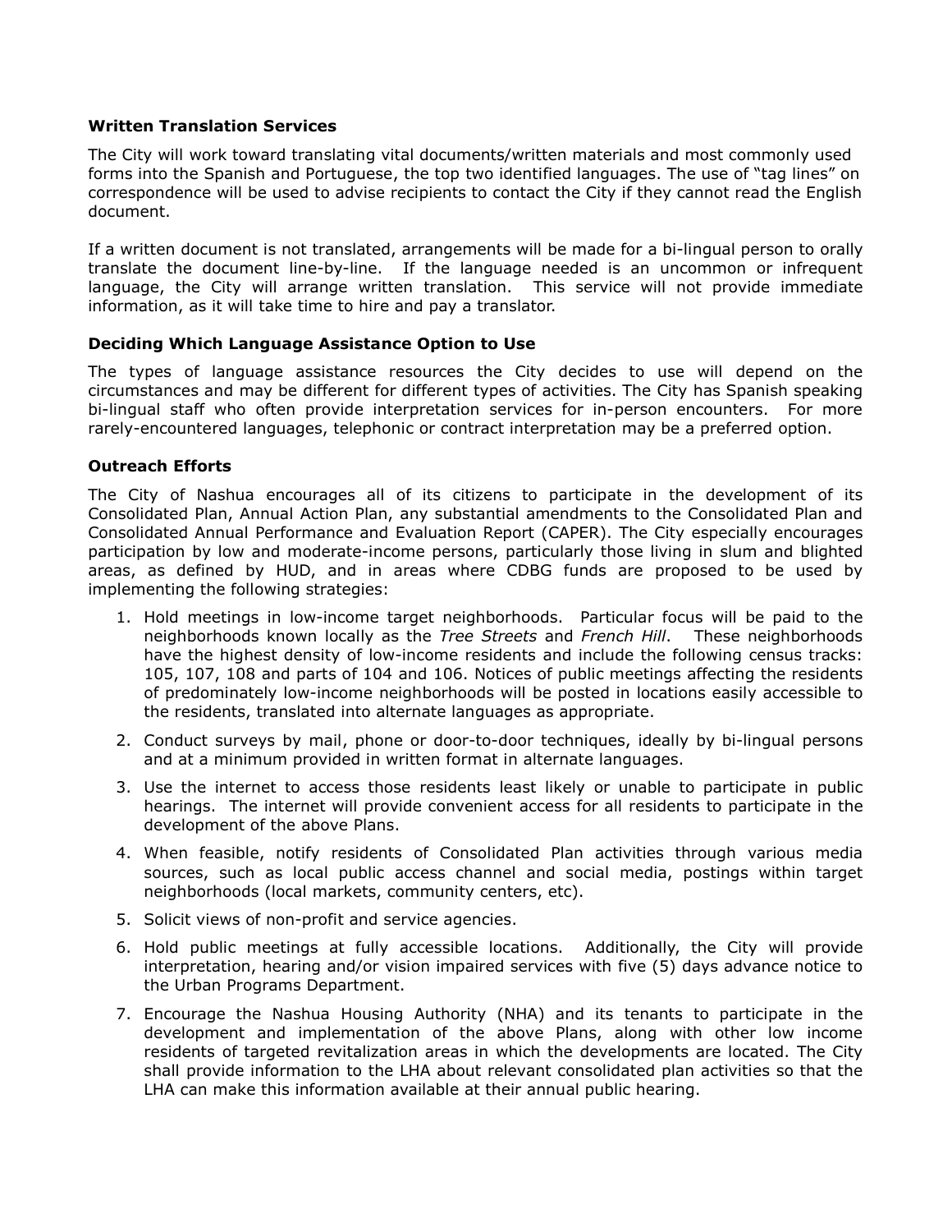### Written Translation Services

The City will work toward translating vital documents/written materials and most commonly used forms into the Spanish and Portuguese, the top two identified languages. The use of “tag lines” on correspondence will be used to advise recipients to contact the City if they cannot read the English document.

If a written document is not translated, arrangements will be made for a bi-lingual person to orally translate the document line-by-line. If the language needed is an uncommon or infrequent language, the City will arrange written translation. This service will not provide immediate information, as it will take time to hire and pay a translator.

### Deciding Which Language Assistance Option to Use

The types of language assistance resources the City decides to use will depend on the circumstances and may be different for different types of activities. The City has Spanish speaking bi-lingual staff who often provide interpretation services for in-person encounters. For more rarely-encountered languages, telephonic or contract interpretation may be a preferred option.

### Outreach Efforts

The City of Nashua encourages all of its citizens to participate in the development of its Consolidated Plan, Annual Action Plan, any substantial amendments to the Consolidated Plan and Consolidated Annual Performance and Evaluation Report (CAPER). The City especially encourages participation by low and moderate-income persons, particularly those living in slum and blighted areas, as defined by HUD, and in areas where CDBG funds are proposed to be used by implementing the following strategies:

1. Hold meetings in low-income target neighborhoods. Particular focus will be paid to the neighborhoods known locally as the *Tree Streets* and *French Hill*. These neighborhoods have the highest density of low-income residents and include the following census tracks: 105, 107, 108 and parts of 104 and 106. Notices of public meetings affecting the residents of predominately low-income neighborhoods will be posted in locations easily accessible to the residents, translated into alternate languages as appropriate.
2. Conduct surveys by mail, phone or door-to-door techniques, ideally by bi-lingual persons and at a minimum provided in written format in alternate languages.
3. Use the internet to access those residents least likely or unable to participate in public hearings. The internet will provide convenient access for all residents to participate in the development of the above Plans.
4. When feasible, notify residents of Consolidated Plan activities through various media sources, such as local public access channel and social media, postings within target neighborhoods (local markets, community centers, etc).
5. Solicit views of non-profit and service agencies.
6. Hold public meetings at fully accessible locations. Additionally, the City will provide interpretation, hearing and/or vision impaired services with five (5) days advance notice to the Urban Programs Department.
7. Encourage the Nashua Housing Authority (NHA) and its tenants to participate in the development and implementation of the above Plans, along with other low income residents of targeted revitalization areas in which the developments are located. The City shall provide information to the LHA about relevant consolidated plan activities so that the LHA can make this information available at their annual public hearing.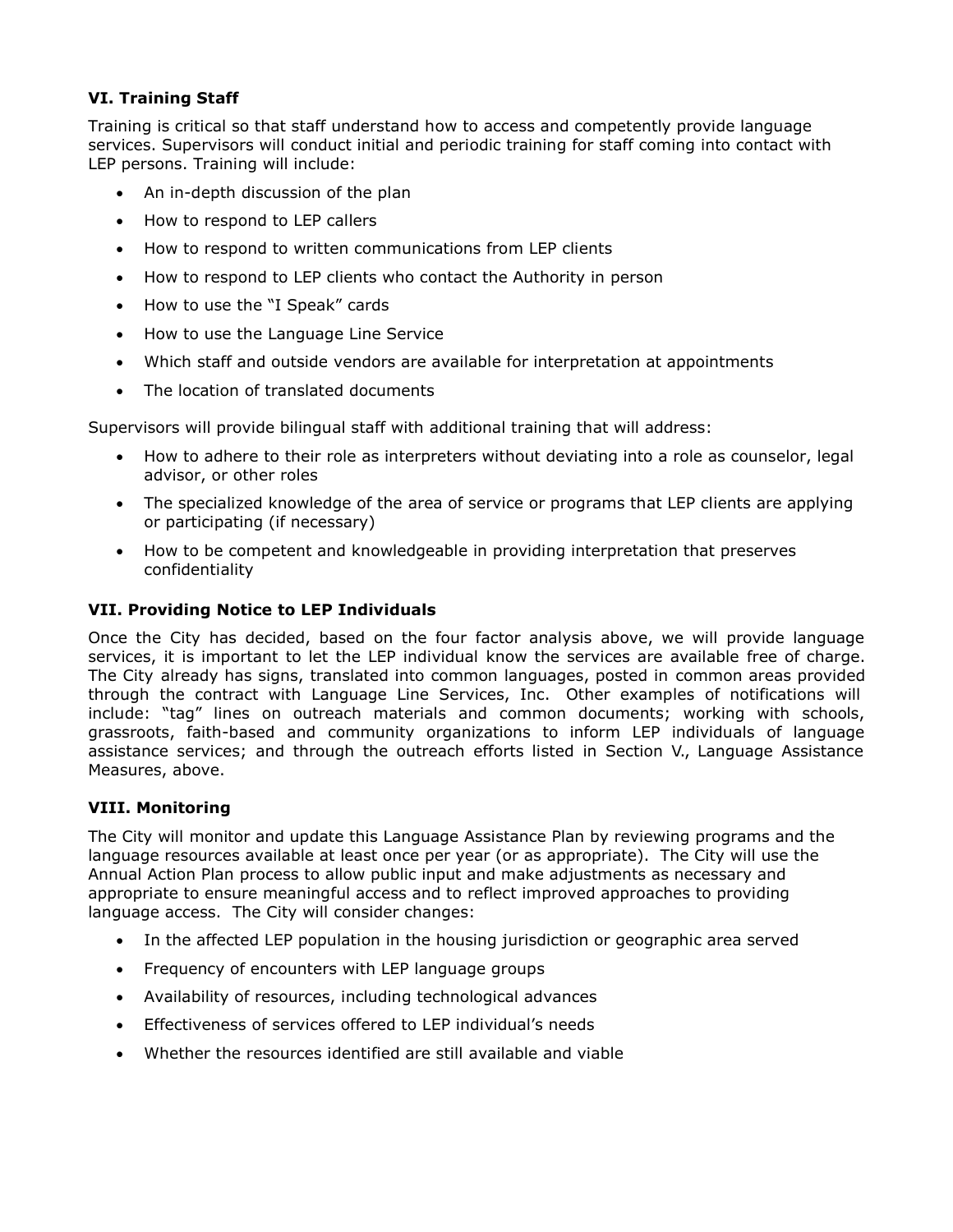### VI. Training Staff

Training is critical so that staff understand how to access and competently provide language services. Supervisors will conduct initial and periodic training for staff coming into contact with LEP persons. Training will include:

- An in-depth discussion of the plan
- How to respond to LEP callers
- How to respond to written communications from LEP clients
- How to respond to LEP clients who contact the Authority in person
- How to use the "I Speak" cards
- How to use the Language Line Service
- Which staff and outside vendors are available for interpretation at appointments
- The location of translated documents

Supervisors will provide bilingual staff with additional training that will address:

- How to adhere to their role as interpreters without deviating into a role as counselor, legal advisor, or other roles
- The specialized knowledge of the area of service or programs that LEP clients are applying or participating (if necessary)
- How to be competent and knowledgeable in providing interpretation that preserves confidentiality

### VII. Providing Notice to LEP Individuals

Once the City has decided, based on the four factor analysis above, we will provide language services, it is important to let the LEP individual know the services are available free of charge. The City already has signs, translated into common languages, posted in common areas provided through the contract with Language Line Services, Inc. Other examples of notifications will include: "tag" lines on outreach materials and common documents; working with schools, grassroots, faith-based and community organizations to inform LEP individuals of language assistance services; and through the outreach efforts listed in Section V., Language Assistance Measures, above.

### VIII. Monitoring

The City will monitor and update this Language Assistance Plan by reviewing programs and the language resources available at least once per year (or as appropriate). The City will use the Annual Action Plan process to allow public input and make adjustments as necessary and appropriate to ensure meaningful access and to reflect improved approaches to providing language access. The City will consider changes:

- In the affected LEP population in the housing jurisdiction or geographic area served
- Frequency of encounters with LEP language groups
- Availability of resources, including technological advances
- Effectiveness of services offered to LEP individual's needs
- Whether the resources identified are still available and viable